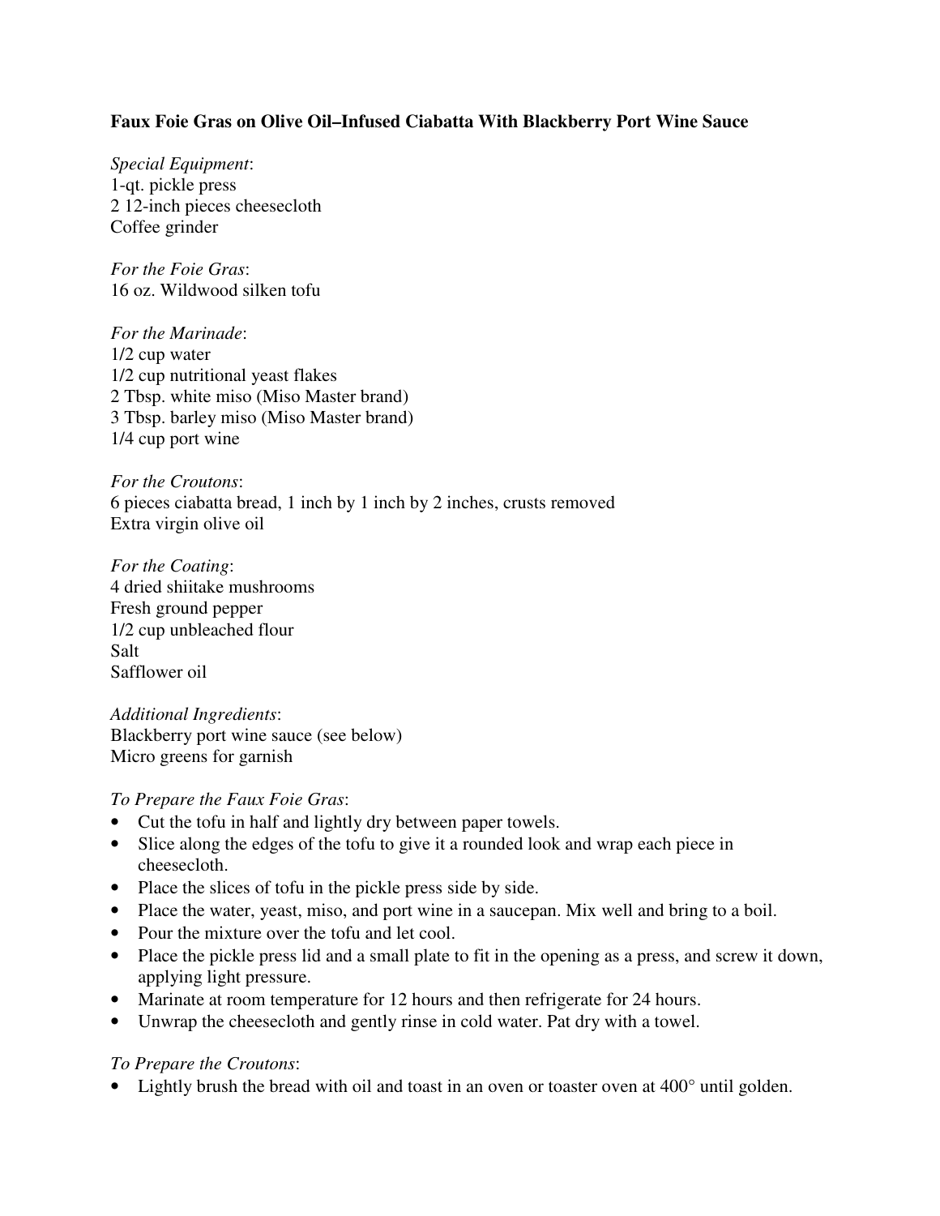**Faux Foie Gras on Olive Oil–Infused Ciabatta With Blackberry Port Wine Sauce**

*Special Equipment*:
1-qt. pickle press
2 12-inch pieces cheesecloth
Coffee grinder

*For the Foie Gras*:
16 oz. Wildwood silken tofu

*For the Marinade*:
1/2 cup water
1/2 cup nutritional yeast flakes
2 Tbsp. white miso (Miso Master brand)
3 Tbsp. barley miso (Miso Master brand)
1/4 cup port wine

*For the Croutons*:
6 pieces ciabatta bread, 1 inch by 1 inch by 2 inches, crusts removed
Extra virgin olive oil

*For the Coating*:
4 dried shiitake mushrooms
Fresh ground pepper
1/2 cup unbleached flour
Salt
Safflower oil

*Additional Ingredients*:
Blackberry port wine sauce (see below)
Micro greens for garnish

*To Prepare the Faux Foie Gras*:

- Cut the tofu in half and lightly dry between paper towels.
- Slice along the edges of the tofu to give it a rounded look and wrap each piece in cheesecloth.
- Place the slices of tofu in the pickle press side by side.
- Place the water, yeast, miso, and port wine in a saucepan. Mix well and bring to a boil.
- Pour the mixture over the tofu and let cool.
- Place the pickle press lid and a small plate to fit in the opening as a press, and screw it down, applying light pressure.
- Marinate at room temperature for 12 hours and then refrigerate for 24 hours.
- Unwrap the cheesecloth and gently rinse in cold water. Pat dry with a towel.

*To Prepare the Croutons*:

- Lightly brush the bread with oil and toast in an oven or toaster oven at 400° until golden.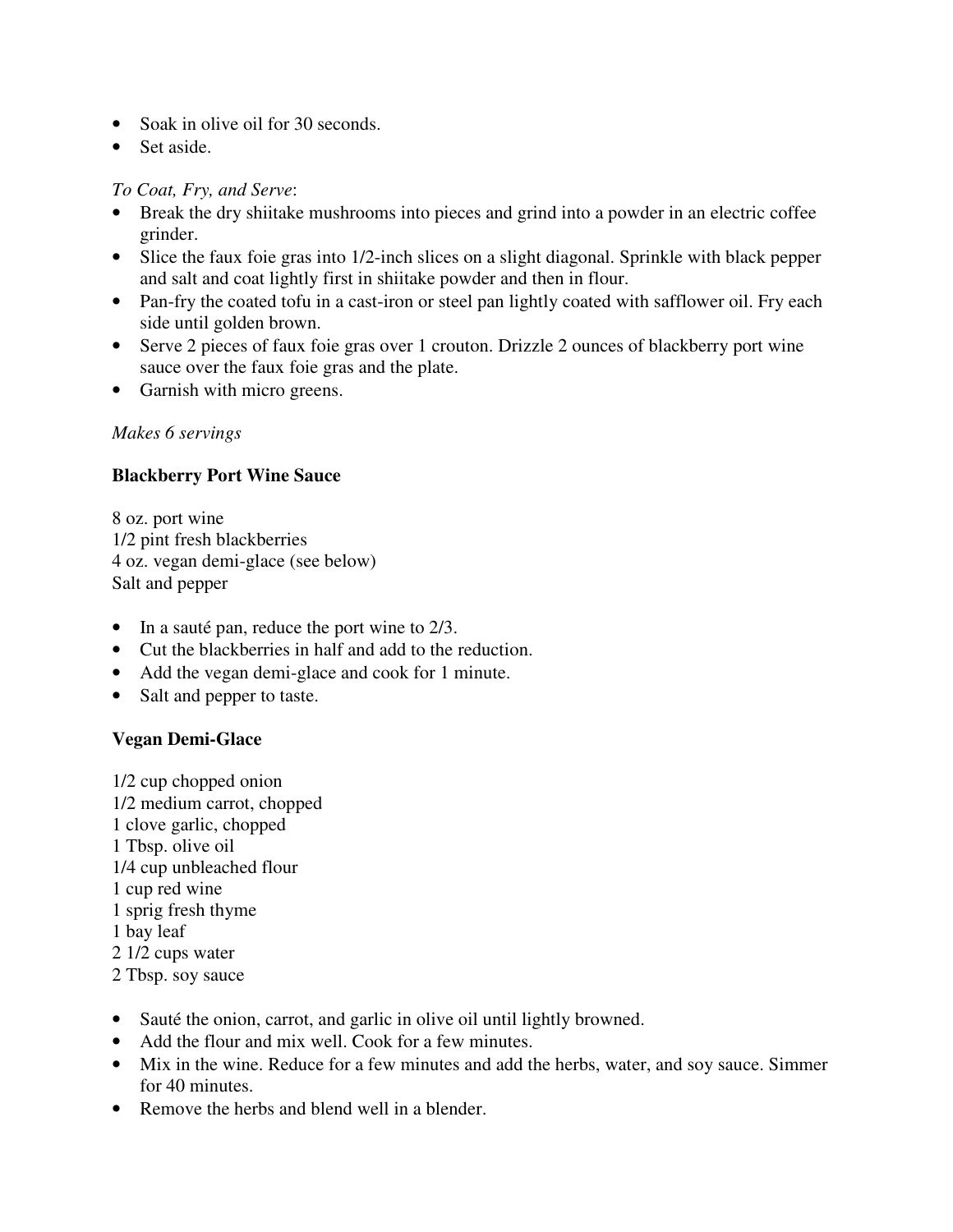- Soak in olive oil for 30 seconds.
- Set aside.

*To Coat, Fry, and Serve*:

- Break the dry shiitake mushrooms into pieces and grind into a powder in an electric coffee grinder.
- Slice the faux foie gras into 1/2-inch slices on a slight diagonal. Sprinkle with black pepper and salt and coat lightly first in shiitake powder and then in flour.
- Pan-fry the coated tofu in a cast-iron or steel pan lightly coated with safflower oil. Fry each side until golden brown.
- Serve 2 pieces of faux foie gras over 1 crouton. Drizzle 2 ounces of blackberry port wine sauce over the faux foie gras and the plate.
- Garnish with micro greens.

*Makes 6 servings*

**Blackberry Port Wine Sauce**

8 oz. port wine
1/2 pint fresh blackberries
4 oz. vegan demi-glace (see below)
Salt and pepper

- In a sauté pan, reduce the port wine to 2/3.
- Cut the blackberries in half and add to the reduction.
- Add the vegan demi-glace and cook for 1 minute.
- Salt and pepper to taste.

**Vegan Demi-Glace**

1/2 cup chopped onion
1/2 medium carrot, chopped
1 clove garlic, chopped
1 Tbsp. olive oil
1/4 cup unbleached flour
1 cup red wine
1 sprig fresh thyme
1 bay leaf
2 1/2 cups water
2 Tbsp. soy sauce

- Sauté the onion, carrot, and garlic in olive oil until lightly browned.
- Add the flour and mix well. Cook for a few minutes.
- Mix in the wine. Reduce for a few minutes and add the herbs, water, and soy sauce. Simmer for 40 minutes.
- Remove the herbs and blend well in a blender.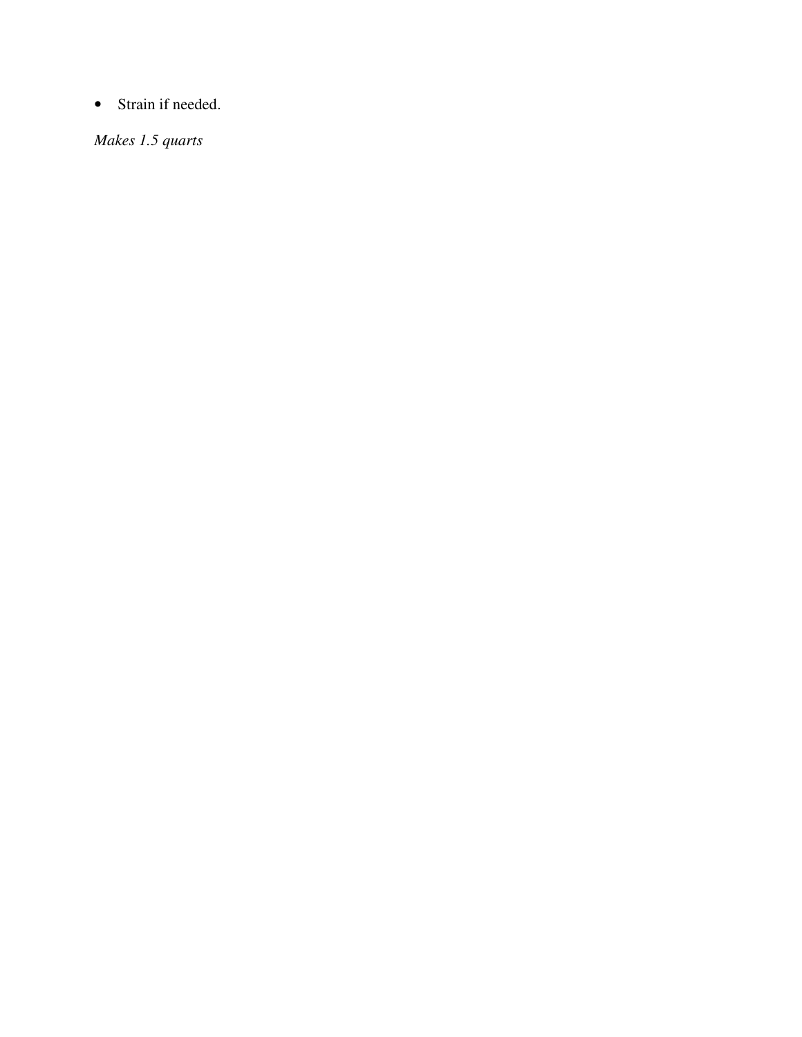- Strain if needed.

*Makes 1.5 quarts*